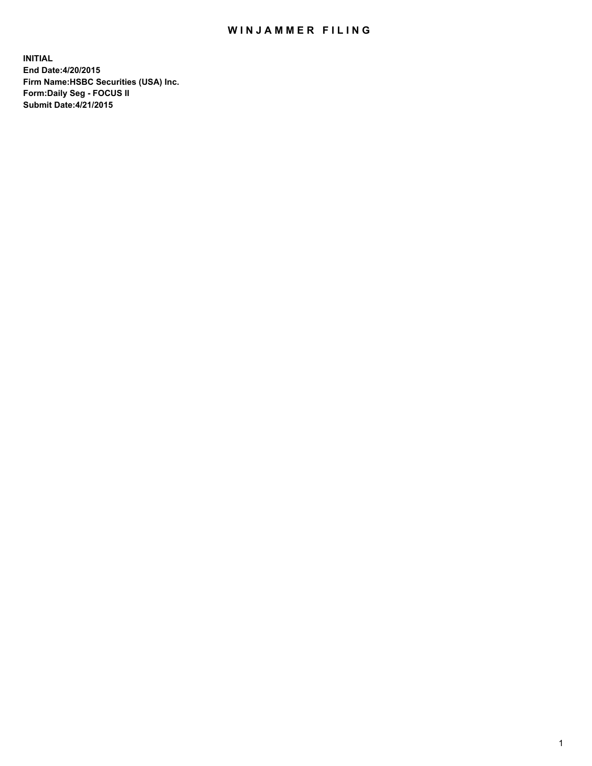# WINJAMMER FILING

**INITIAL**
**End Date:4/20/2015**
**Firm Name:HSBC Securities (USA) Inc.**
**Form:Daily Seg - FOCUS II**
**Submit Date:4/21/2015**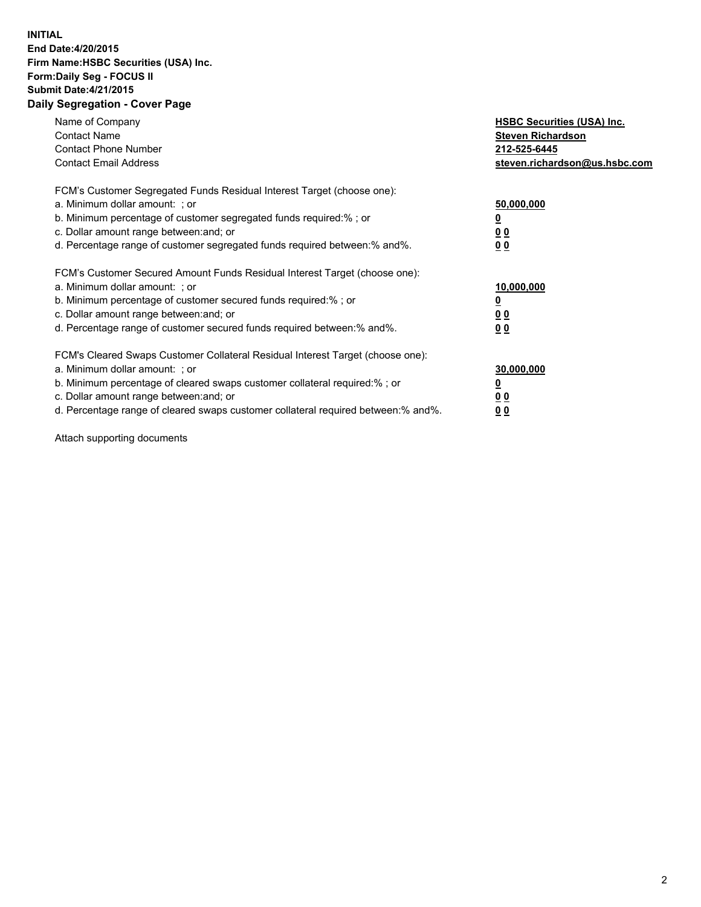**INITIAL**
**End Date:4/20/2015**
**Firm Name:HSBC Securities (USA) Inc.**
**Form:Daily Seg - FOCUS II**
**Submit Date:4/21/2015**
**Daily Segregation - Cover Page**

| | |
|---|---|
| Name of Company | **HSBC Securities (USA) Inc.** |
| Contact Name | **Steven Richardson** |
| Contact Phone Number | **212-525-6445** |
| Contact Email Address | **steven.richardson@us.hsbc.com** |
| FCM's Customer Segregated Funds Residual Interest Target (choose one): | |
| a. Minimum dollar amount: ; or | **50,000,000** |
| b. Minimum percentage of customer segregated funds required:% ; or | **0** |
| c. Dollar amount range between:and; or | **0 0** |
| d. Percentage range of customer segregated funds required between:% and%. | **0 0** |
| FCM's Customer Secured Amount Funds Residual Interest Target (choose one): | |
| a. Minimum dollar amount: ; or | **10,000,000** |
| b. Minimum percentage of customer secured funds required:% ; or | **0** |
| c. Dollar amount range between:and; or | **0 0** |
| d. Percentage range of customer secured funds required between:% and%. | **0 0** |
| FCM's Cleared Swaps Customer Collateral Residual Interest Target (choose one): | |
| a. Minimum dollar amount: ; or | **30,000,000** |
| b. Minimum percentage of cleared swaps customer collateral required:% ; or | **0** |
| c. Dollar amount range between:and; or | **0 0** |
| d. Percentage range of cleared swaps customer collateral required between:% and%. | **0 0** |

Attach supporting documents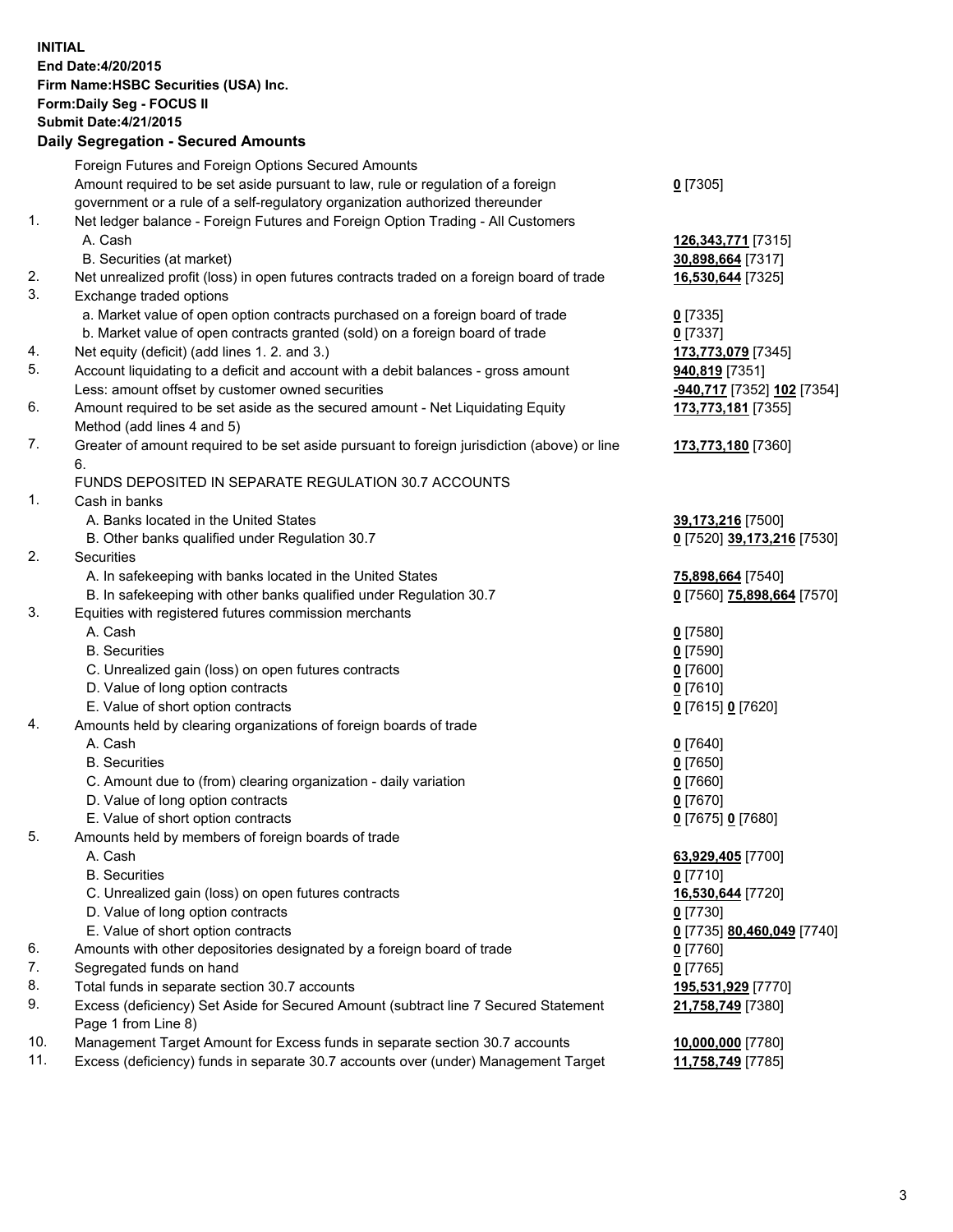**INITIAL**
**End Date:4/20/2015**
**Firm Name:HSBC Securities (USA) Inc.**
**Form:Daily Seg - FOCUS II**
**Submit Date:4/21/2015**
**Daily Segregation - Secured Amounts**

| | | |
|---|---|---|
| | Foreign Futures and Foreign Options Secured Amounts | |
| | Amount required to be set aside pursuant to law, rule or regulation of a foreign government or a rule of a self-regulatory organization authorized thereunder | **0** [7305] |
| 1. | Net ledger balance - Foreign Futures and Foreign Option Trading - All Customers | |
| | A. Cash | **126,343,771** [7315] |
| | B. Securities (at market) | **30,898,664** [7317] |
| 2. | Net unrealized profit (loss) in open futures contracts traded on a foreign board of trade | **16,530,644** [7325] |
| 3. | Exchange traded options | |
| | a. Market value of open option contracts purchased on a foreign board of trade | **0** [7335] |
| | b. Market value of open contracts granted (sold) on a foreign board of trade | **0** [7337] |
| 4. | Net equity (deficit) (add lines 1. 2. and 3.) | **173,773,079** [7345] |
| 5. | Account liquidating to a deficit and account with a debit balances - gross amount | **940,819** [7351] |
| | Less: amount offset by customer owned securities | **-940,717** [7352] **102** [7354] |
| 6. | Amount required to be set aside as the secured amount - Net Liquidating Equity Method (add lines 4 and 5) | **173,773,181** [7355] |
| 7. | Greater of amount required to be set aside pursuant to foreign jurisdiction (above) or line 6. | **173,773,180** [7360] |
| | FUNDS DEPOSITED IN SEPARATE REGULATION 30.7 ACCOUNTS | |
| 1. | Cash in banks | |
| | A. Banks located in the United States | **39,173,216** [7500] |
| | B. Other banks qualified under Regulation 30.7 | **0** [7520] **39,173,216** [7530] |
| 2. | Securities | |
| | A. In safekeeping with banks located in the United States | **75,898,664** [7540] |
| | B. In safekeeping with other banks qualified under Regulation 30.7 | **0** [7560] **75,898,664** [7570] |
| 3. | Equities with registered futures commission merchants | |
| | A. Cash | **0** [7580] |
| | B. Securities | **0** [7590] |
| | C. Unrealized gain (loss) on open futures contracts | **0** [7600] |
| | D. Value of long option contracts | **0** [7610] |
| | E. Value of short option contracts | **0** [7615] **0** [7620] |
| 4. | Amounts held by clearing organizations of foreign boards of trade | |
| | A. Cash | **0** [7640] |
| | B. Securities | **0** [7650] |
| | C. Amount due to (from) clearing organization - daily variation | **0** [7660] |
| | D. Value of long option contracts | **0** [7670] |
| | E. Value of short option contracts | **0** [7675] **0** [7680] |
| 5. | Amounts held by members of foreign boards of trade | |
| | A. Cash | **63,929,405** [7700] |
| | B. Securities | **0** [7710] |
| | C. Unrealized gain (loss) on open futures contracts | **16,530,644** [7720] |
| | D. Value of long option contracts | **0** [7730] |
| | E. Value of short option contracts | **0** [7735] **80,460,049** [7740] |
| 6. | Amounts with other depositories designated by a foreign board of trade | **0** [7760] |
| 7. | Segregated funds on hand | **0** [7765] |
| 8. | Total funds in separate section 30.7 accounts | **195,531,929** [7770] |
| 9. | Excess (deficiency) Set Aside for Secured Amount (subtract line 7 Secured Statement Page 1 from Line 8) | **21,758,749** [7380] |
| 10. | Management Target Amount for Excess funds in separate section 30.7 accounts | **10,000,000** [7780] |
| 11. | Excess (deficiency) funds in separate 30.7 accounts over (under) Management Target | **11,758,749** [7785] |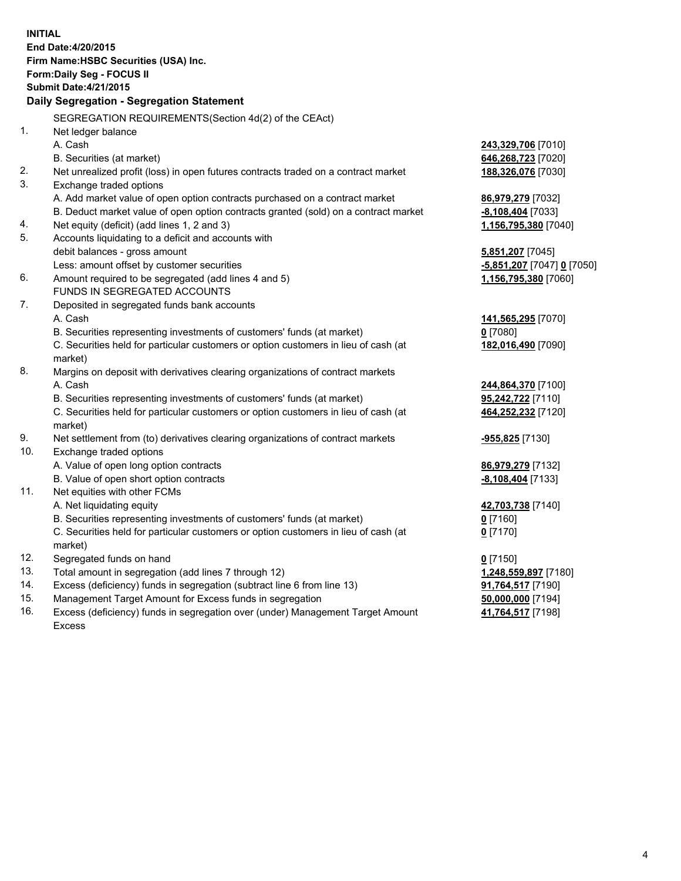**INITIAL**
**End Date:4/20/2015**
**Firm Name:HSBC Securities (USA) Inc.**
**Form:Daily Seg - FOCUS II**
**Submit Date:4/21/2015**

**Daily Segregation - Segregation Statement**

| | | |
|---|---|---|
| | SEGREGATION REQUIREMENTS(Section 4d(2) of the CEAct) | |
| 1. | Net ledger balance | |
| | A. Cash | **243,329,706** [7010] |
| | B. Securities (at market) | **646,268,723** [7020] |
| 2. | Net unrealized profit (loss) in open futures contracts traded on a contract market | **188,326,076** [7030] |
| 3. | Exchange traded options | |
| | A. Add market value of open option contracts purchased on a contract market | **86,979,279** [7032] |
| | B. Deduct market value of open option contracts granted (sold) on a contract market | **-8,108,404** [7033] |
| 4. | Net equity (deficit) (add lines 1, 2 and 3) | **1,156,795,380** [7040] |
| 5. | Accounts liquidating to a deficit and accounts with | |
| | debit balances - gross amount | **5,851,207** [7045] |
| | Less: amount offset by customer securities | **-5,851,207** [7047] **0** [7050] |
| 6. | Amount required to be segregated (add lines 4 and 5) | **1,156,795,380** [7060] |
| | FUNDS IN SEGREGATED ACCOUNTS | |
| 7. | Deposited in segregated funds bank accounts | |
| | A. Cash | **141,565,295** [7070] |
| | B. Securities representing investments of customers' funds (at market) | **0** [7080] |
| | C. Securities held for particular customers or option customers in lieu of cash (at market) | **182,016,490** [7090] |
| 8. | Margins on deposit with derivatives clearing organizations of contract markets | |
| | A. Cash | **244,864,370** [7100] |
| | B. Securities representing investments of customers' funds (at market) | **95,242,722** [7110] |
| | C. Securities held for particular customers or option customers in lieu of cash (at market) | **464,252,232** [7120] |
| 9. | Net settlement from (to) derivatives clearing organizations of contract markets | **-955,825** [7130] |
| 10. | Exchange traded options | |
| | A. Value of open long option contracts | **86,979,279** [7132] |
| | B. Value of open short option contracts | **-8,108,404** [7133] |
| 11. | Net equities with other FCMs | |
| | A. Net liquidating equity | **42,703,738** [7140] |
| | B. Securities representing investments of customers' funds (at market) | **0** [7160] |
| | C. Securities held for particular customers or option customers in lieu of cash (at market) | **0** [7170] |
| 12. | Segregated funds on hand | **0** [7150] |
| 13. | Total amount in segregation (add lines 7 through 12) | **1,248,559,897** [7180] |
| 14. | Excess (deficiency) funds in segregation (subtract line 6 from line 13) | **91,764,517** [7190] |
| 15. | Management Target Amount for Excess funds in segregation | **50,000,000** [7194] |
| 16. | Excess (deficiency) funds in segregation over (under) Management Target Amount Excess | **41,764,517** [7198] |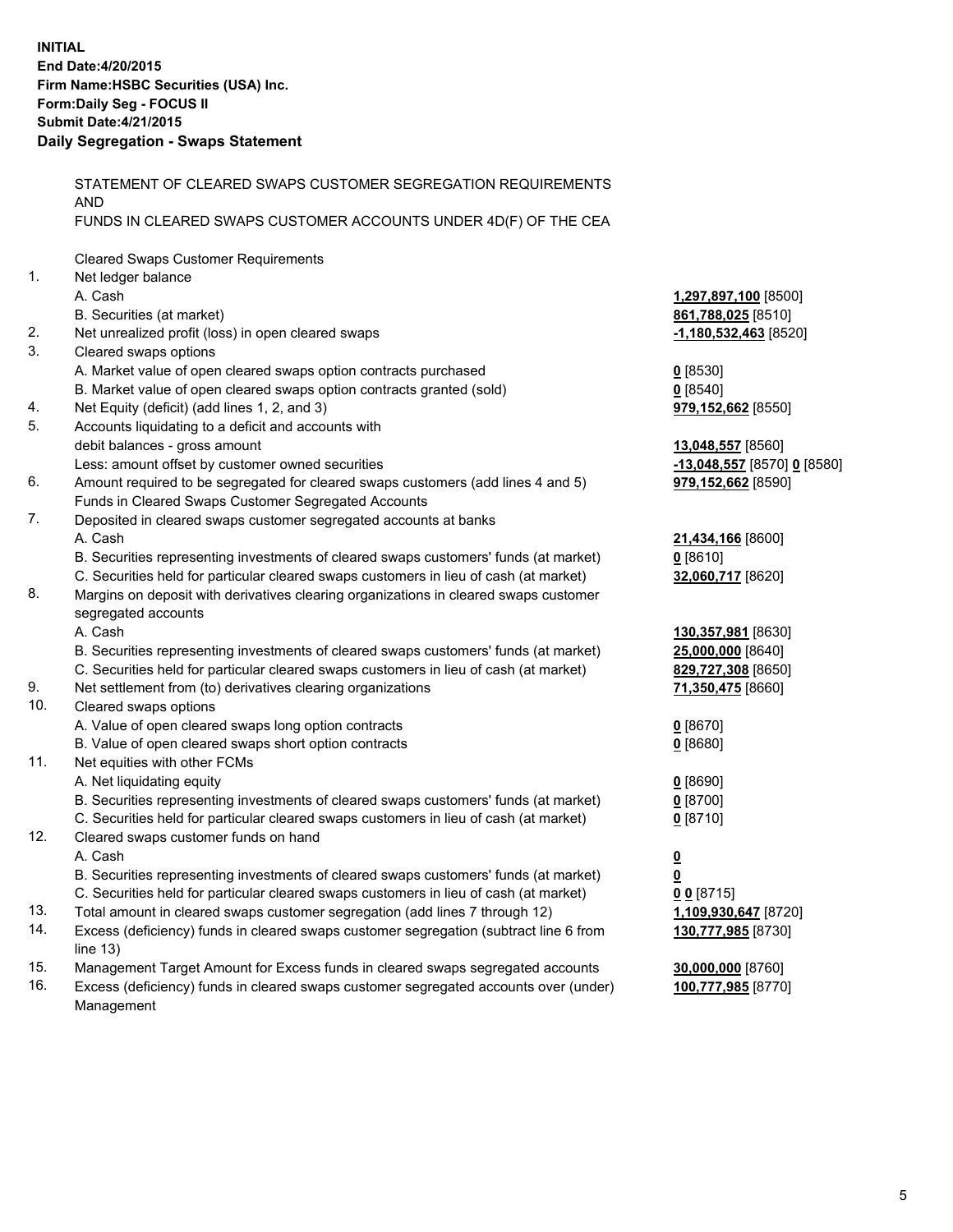**INITIAL**
**End Date:4/20/2015**
**Firm Name:HSBC Securities (USA) Inc.**
**Form:Daily Seg - FOCUS II**
**Submit Date:4/21/2015**
**Daily Segregation - Swaps Statement**

STATEMENT OF CLEARED SWAPS CUSTOMER SEGREGATION REQUIREMENTS AND FUNDS IN CLEARED SWAPS CUSTOMER ACCOUNTS UNDER 4D(F) OF THE CEA

| | | |
|---|---|---|
| | Cleared Swaps Customer Requirements | |
| 1. | Net ledger balance | |
| | A. Cash | **1,297,897,100** [8500] |
| | B. Securities (at market) | **861,788,025** [8510] |
| 2. | Net unrealized profit (loss) in open cleared swaps | **-1,180,532,463** [8520] |
| 3. | Cleared swaps options | |
| | A. Market value of open cleared swaps option contracts purchased | **0** [8530] |
| | B. Market value of open cleared swaps option contracts granted (sold) | **0** [8540] |
| 4. | Net Equity (deficit) (add lines 1, 2, and 3) | **979,152,662** [8550] |
| 5. | Accounts liquidating to a deficit and accounts with debit balances - gross amount | **13,048,557** [8560] |
| | Less: amount offset by customer owned securities | **-13,048,557** [8570] **0** [8580] |
| 6. | Amount required to be segregated for cleared swaps customers (add lines 4 and 5) | **979,152,662** [8590] |
| | Funds in Cleared Swaps Customer Segregated Accounts | |
| 7. | Deposited in cleared swaps customer segregated accounts at banks | |
| | A. Cash | **21,434,166** [8600] |
| | B. Securities representing investments of cleared swaps customers' funds (at market) | **0** [8610] |
| | C. Securities held for particular cleared swaps customers in lieu of cash (at market) | **32,060,717** [8620] |
| 8. | Margins on deposit with derivatives clearing organizations in cleared swaps customer segregated accounts | |
| | A. Cash | **130,357,981** [8630] |
| | B. Securities representing investments of cleared swaps customers' funds (at market) | **25,000,000** [8640] |
| | C. Securities held for particular cleared swaps customers in lieu of cash (at market) | **829,727,308** [8650] |
| 9. | Net settlement from (to) derivatives clearing organizations | **71,350,475** [8660] |
| 10. | Cleared swaps options | |
| | A. Value of open cleared swaps long option contracts | **0** [8670] |
| | B. Value of open cleared swaps short option contracts | **0** [8680] |
| 11. | Net equities with other FCMs | |
| | A. Net liquidating equity | **0** [8690] |
| | B. Securities representing investments of cleared swaps customers' funds (at market) | **0** [8700] |
| | C. Securities held for particular cleared swaps customers in lieu of cash (at market) | **0** [8710] |
| 12. | Cleared swaps customer funds on hand | |
| | A. Cash | **0** |
| | B. Securities representing investments of cleared swaps customers' funds (at market) | **0** |
| | C. Securities held for particular cleared swaps customers in lieu of cash (at market) | **0** 0 [8715] |
| 13. | Total amount in cleared swaps customer segregation (add lines 7 through 12) | **1,109,930,647** [8720] |
| 14. | Excess (deficiency) funds in cleared swaps customer segregation (subtract line 6 from line 13) | **130,777,985** [8730] |
| 15. | Management Target Amount for Excess funds in cleared swaps segregated accounts | **30,000,000** [8760] |
| 16. | Excess (deficiency) funds in cleared swaps customer segregated accounts over (under) Management | **100,777,985** [8770] |